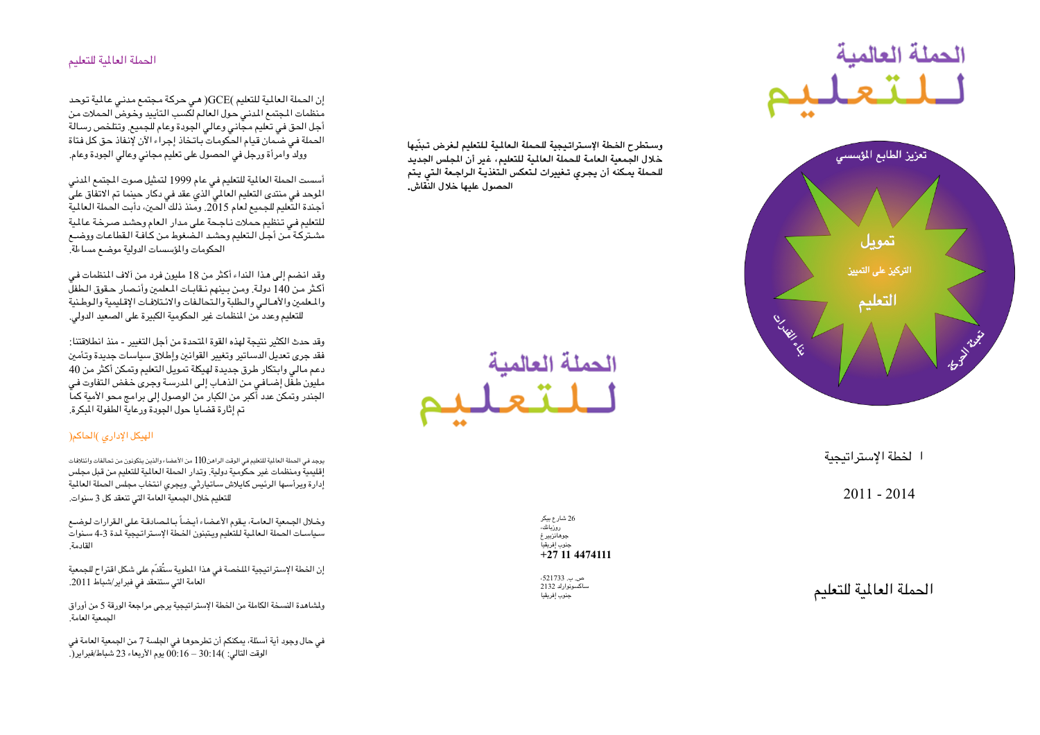# الحملة العالمية للتعليم

إن الحملة العالمية للتعليم (GCE) هي حركة مجتمع مدني عالمية توحد منظمات المجتمع المدني حول العالم لكسب التأييد وخوض الحملات من أجل الحق في تعليم مجاني وعالي الجودة وعام للجميع. وتتلخص رسالة الحملة في ضمان قيام الحكومات باتخاذ إجراء الآن لإنفاذ حق كل فتاة وولد وامرأة ورجل في الحصول على تعليم مجاني وعالي الجودة وعام.

أسست الحملة العالمية للتعليم في عام 1999 لتمثيل صوت المجتمع المدني الموحد في منتدى التعليم العالمي الذي عقد في دكار حينما تم الاتفاق على أجندة التعليم للجميع لعام 2015. ومنذ ذلك الحين، دأبت الحملة العالمية للتعليم في تنظيم حملات ناجحة على مدار العام وحشد صرخة عالمية مشتركة من أجل التعليم وحشد الضغوط من كافة القطاعات ووضع الحكومات والمؤسسات الدولية موضع مساءلة.

وقد انضم إلى هذا النداء أكثر من 18 مليون فرد من آلاف المنظمات في أكثر من 140 دولة. ومن بينهم نقابات المعلمين وأنصار حقوق الطفل والمعلمين والأهالي والطلبة والتحالفات والائتلافات الإقليمية والوطنية للتعليم وعدد من المنظمات غير الحكومية الكبيرة على الصعيد الدولي.

وقد حدث الكثير نتيجة لهذه القوة المتحدة من أجل التغيير - منذ انطلاقتنا: فقد جرى تعديل الدساتير وتغيير القوانين وإطلاق سياسات جديدة وتأمين دعم مالي وابتكار طرق جديدة لهيكلة تمويل التعليم وتمكن أكثر من 40 مليون طفل إضافي من الذهاب إلى المدرسة وجرى خفض التفاوت في الجندر وتمكن عدد أكبر من الكبار من الوصول إلى برامج محو الأمية كما تم إثارة قضايا حول الجودة ورعاية الطفولة المبكرة.

## الهيكل الإداري (الحاكم)

يوجد في الحملة العالمية للتعليم في الوقت الراهن 110 من الأعضاء والذين يتكونون من تحالفات وائتلافات إقليمية ومنظمات غير حكومية دولية. وتدار الحملة العالمية للتعليم من قبل مجلس إدارة ويرأسها الرئيس كايلاش ساتيارثي. ويجري انتخاب مجلس الحملة العالمية للتعليم خلال الجمعية العامة التي تنعقد كل 3 سنوات.

وخلال الجمعية العامة، يقوم الأعضاء أيضاً بالمصادقة على القرارات لوضع سياسات الحملة العالمية للتعليم ويتبنون الخطة الإستراتيجية لمدة 3-4 سنوات القادمة.

إن الخطة الإستراتيجية الملخصة في هذا المطوية ستُقدّم على شكل اقتراح للجمعية العامة التي ستنعقد في فبراير/شباط 2011.

ولمشاهدة النسخة الكاملة من الخطة الإستراتيجية يرجى مراجعة الورقة 5 من أوراق الجمعية العامة.

في حال وجود أية أسئلة، يمكنكم أن تطرحوها في الجلسة 7 من الجمعية العامة في الوقت التالي: (14:30 – 16:00 يوم الأربعاء 23 شباط/فبراير).

**وستطرح الخطة الإستراتيجية للحملة العالمية للتعليم لغرض تبنّيها خلال الجمعية العامة للحملة العالمية للتعليم، غير أن المجلس الجديد للحملة يمكنه أن يجري تغييرات لتعكس التغذية الراجعة التي يتم الحصول عليها خلال النقاش.**

الحملة العالمية للتعليم

26 شارع بيكر
روزبانك،
جوهانزبيرغ
جنوب إفريقيا
**+27 11 4474111**

ص. ب. 521733،
ساكسونوارلد 2132
جنوب إفريقيا

الحملة العالمية للتعليم

تعزيز الطابع المؤسسي
تمويل
التركيز على التمييز
التعليم
بناء القدرات
تعبئة الحركة

## الخطة الإستراتيجية

## 2011 - 2014

## الحملة العالمية للتعليم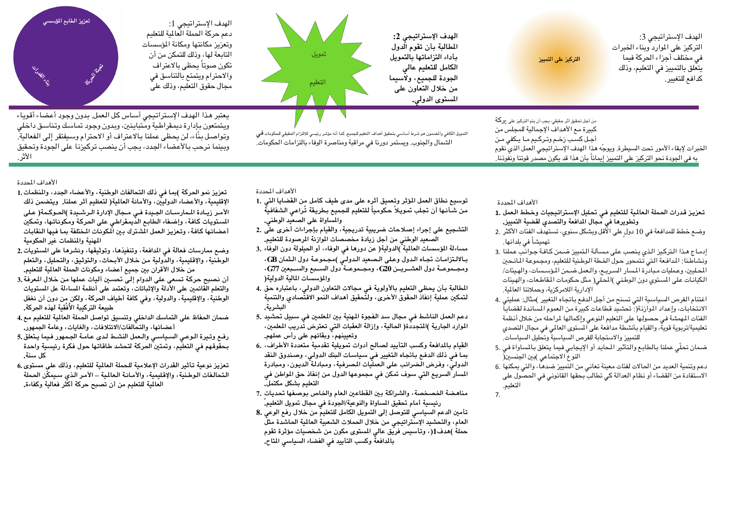## الهدف الإستراتيجي 1:

دعم حركة الحملة العالمية للتعليم وتعزيز مكانتها ومكانة المؤسسات التابعة لها، وذلك للتمكن من أن تكون صوتاً يحظى بالاعتراف والاحترام ويتمتع بالتناسق في مجال حقوق التعليم، وذلك على

تعزيز الطابع المؤسسي

تعبئة الحركة

بناء القدرات

يعتبر هذا الهدف الإستراتيجي أساس كل العمل. بدون وجود أعضاء أقوياء ويتمتعون بإدارة ديمقراطية ومتباينين، وبدون وجود تماسك وتناسق داخلي وتواصل بنَّاء، لن يحظى عملنا بالاعتراف أو الاحترام وسيفتقر إلى الفعالية. وبينما نرحب بالأعضاء الجدد، يجب أن ينصب تركيزنا على الجودة وتحقيق الأثر.

### الأهداف المحددة

1. تعزيز نمو الحركة (بما في ذلك التحالفات الوطنية، والأعضاء الجدد، والمنظمات الإقليمية، والأعضاء الدوليين، والأمانة العالمية) لتعظيم أثر عملنا. ويتضمن ذلك الأمر زيادة الممارسات الجيدة في مجال الإدارة الرشيدة (الحوكمة) على المستويات كافة، وإضفاء الطابع الديمقراطي على الحركة ومكوناتها، وتمكين أعضائها كافة، وتعزيز العمل المشترك بين المكونات المختلفة بما فيها النقابات المهنية والمنظمات غير الحكومية
2. وضع ممارسات فعالة في المدافعة، وتنفيذها، وتوثيقها، ونشرها على المستويات الوطنية، والإقليمية، والدولية من خلال الأبحاث، والتوثيق، والتحليل، والتعلم من خلال الأقران بين جميع أعضاء ومكونات الحملة العالمية للتعليم.
3. أن نصبح حركة تسعى على الدوام إلى تحسين آليات عملها من خلال المعرفة والتعلم القائمين على الأدلة والإثباتات، وتعتمد على أنظمة المساءلة على المستويات الوطنية، والإقليمية، والدولية، وفي كافة أطياف الحركة، ولكن من دون أن نغفل طبيعة التركيبة الأُفُقية لهذه الحركة.
4. ضمان الحفاظ على التماسك الداخلي وتنسيق تواصل الحملة العالمية للتعليم مع أعضائها، والتحالفات/الائتلافات، والغايات، وعامة الجمهور.
5. رفع وتيرة الوعي السياسي والعمل النشط لدى عامة الجمهور فيما يتعلق بحقوقهم في التعليم، وتمتين الحركة لتحشد طاقاتها حول فكرة رئيسية واحدة كل سنة.
6. تعزيز نوعية تأثير القدرات الإعلامية للحملة العالمية للتعليم، وذلك على مستوى التحالفات الوطنية، والإقليمية، والأمانة العالمية – الأمر الذي سيمكّن الحملة العالمية للتعليم من أن تصبح حركة أكثر فعالية وكفاءة.

## الهدف الإستراتيجي 2: المطالبة بأن تقوم الدول بأداء التزاماتها بالتمويل الكامل للتعليم عالي الجودة للجميع، ولاسيما من خلال التعاون على المستوى الدولي.

تمويل

التعليم

التمويل الكافي والمضمون هو شرط أساسي بتحقيق أهداف التعليم للجميع. كما أنه مؤشر رئيسي للالتزام الحقيقي للحكومات في الشمال والجنوب. ويستمر دورنا في مراقبة ومناصرة الوفاء بالتزامات الحكومات.

### الأهداف المحددة

1. توسيع نطاق العمل المؤثر وتعميق أثره على مدى طيف كامل من القضايا التي من شأنها أن تجلب تمويلاً حكومياً للتعليم للجميع بطريقة تُراعي الشفافية والمساواة على الصعيد الوطني.
2. التشجيع على إجراء إصلاحات ضريبية تدريجية، والقيام بإجراءات أخرى على الصعيد الوطني من أجل زيادة مخصصات الموازنة المرصودة للتعليم.
3. مساءلة المؤسسات العالمية (الدولية) (عن دورها في الوفاء، أو الحيلولة دون الوفاء بالالتزامات تجاه الدول وعلى الصعيد الدولي (مجموعة دول الثمان GB، ومجموعة دول العشرين G20، ومجموعة دول السبع والسبعين G77، والمؤسسات المالية الدولية)
4. المطالبة بأن يحظى التعليم بالأولوية في مجالات التعاون الدولي، باعتباره حق لتمكين عملية إنفاذ الحقوق الأخرى، ولتحقيق أهداف النمو الاقتصادي والتنمية البشرية.
5. دعم العمل الناشط في مجال سد الفجوة المهنية بين المعلمين في سبيل تحشيد الموارد الجارية (المتجددة) الحالية، وإزالة العقبات التي تعترض تدريب المعلمين، وتعيينهم، وبقائهم على رأس عملهم.
6. القيام بالمدافعة وكسب التأييد لصالح أدوات تمويلية تقدمية متعددة الأطراف، بما في ذلك الدفع باتجاه التغيير في سياسات البنك الدولي، وصندوق النقد الدولي، وفرض الضرائب على العمليات المصرفية، ومبادلة الديون، ومبادرة المسار السريع التي سوف تمكن في مجموعها الدول من إنفاذ حق المواطن في التعليم بشكل مكتمل.
7. مناهضة الخصخصة، والشراكة بين القطاعين العام والخاص بوصفها تحديات رئيسية أمام تحقيق المساواة والنوعية/الجودة في مجال تمويل التعليم.
8. تأمين الدعم السياسي للتوصل إلى التمويل الكامل للتعليم من خلال رفع الوعي العام، والتحشيد الإستراتيجي من خلال الحملات الشعبية العالمية الحاشدة مثل حملة (هدف1)، وتأسيس فريق عالي المستوى مكون من شخصيات مؤثرة تقوم بالمدافعة وكسب التأييد في الفضاء السياسي المتاح.

## الهدف الإستراتيجي 3:

التركيز على الموارد وبناء الخبرات في مختلف أجزاء الحركة فيما يتعلق بالتمييز في التعليم، وذلك كدافع للتغيير.

التركيز على التمييز

من أجل تحقيق أثر حقيقي، يجب أن يتم التركيز على بركة كبيرة مع الأهداف الإجمالية للمجلس من أجل كسب زخم وتركيم ما يكفي من الخبرات لإبقاء الأمور تحت السيطرة. ويوجّه هذا الهدف الإستراتيجي العمل الذي نقوم به في الجودة نحو التركيز على التمييز إيماناً بأن هذا قد يكون مصدر قوتنا ونفوذنا.

### الأهداف المحددة

1. تعزيز قدرات الحملة العالمية للتعليم في تحليل الإستراتيجيات وخطط العمل وتطويرها في مجال المدافعة والتصدي لقضية التمييز.
2. وضع خطط للمدافعة في 10 دول على الأقل وبشكل سنوي، تستهدف الفئات الأكثر تهميشاً في بلدانها.
3. إدماج هذا التركيز الذي ينصب على مسألة التمييز ضمن كافة جوانب عملنا ونشاطنا: المدافعة التي تتمحور حول الخطة الوطنية للتعليم، ومجموعة المانحين المحليين، وعمليات مبادرة المسار السريع، والعمل ضمن المؤسسات، والهيئات/الكيانات على المستوى دون الوطني (المحلي) (مثل حكومات المقاطعات، والهيئات الإدارية اللامركزية)، وحملاتنا العالمية.
4. اغتنام الفرص السياسية التي تسنح من أجل الدفع باتجاه التغيير (مثال: عمليتي الانتخابات، وإعداد الموازنة): تحشيد قطاعات كبيرة من العموم المساندة لقضايا الفئات المهمشة في حصولها على التعليم النوعي وإكمالها لمراحله من خلال أنظمة تعليمية/تربوية قوية، والقيام بأنشطة مدافعة على المستوى العالمي في مجال التصدي للتمييز والاستجابة للفرص السياسية وتحليل السياسات.
5. ضمان تحلّي عملنا بالطابع والتأثير المحايد أو الإيجابي فيما يتعلق بالمساواة في النوع الاجتماعي (بين الجنسين)
6. دعم وتنمية العديد من الحالات لفئات معينة تعاني من التمييز ضدها، والتي يمكنها الاستفادة من القضاء أو نظام العدالة كي تطالب بحقها القانوني في الحصول على التعليم.
7.